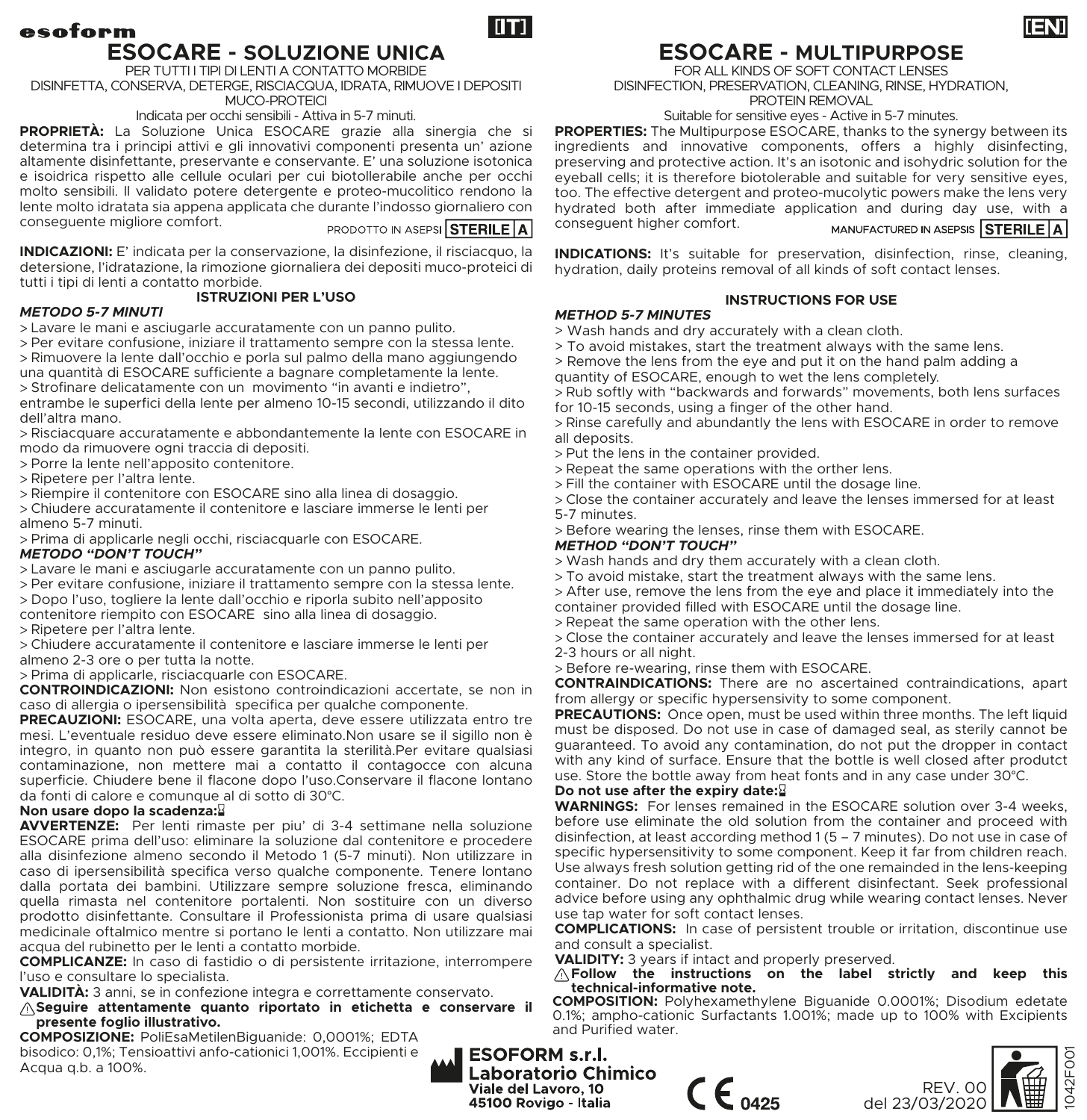esoform

[IT]

# ESOCARE - SOLUZIONE UNICA

PER TUTTI I TIPI DI LENTI A CONTATTO MORBIDE
DISINFETTA, CONSERVA, DETERGE, RISCIACQUA, IDRATA, RIMUOVE I DEPOSITI MUCO-PROTEICI
Indicata per occhi sensibili - Attiva in 5-7 minuti.

**PROPRIETÀ:** La Soluzione Unica ESOCARE grazie alla sinergia che si determina tra i principi attivi e gli innovativi componenti presenta un' azione altamente disinfettante, preservante e conservante. E' una soluzione isotonica e isoidrica rispetto alle cellule oculari per cui biotollerabile anche per occhi molto sensibili. Il validato potere detergente e proteo-mucolitico rendono la lente molto idratata sia appena applicata che durante l'indosso giornaliero con conseguente migliore comfort.

PRODOTTO IN ASEPSI **STERILE A**

**INDICAZIONI:** E' indicata per la conservazione, la disinfezione, il risciacquo, la detersione, l'idratazione, la rimozione giornaliera dei depositi muco-proteici di tutti i tipi di lenti a contatto morbide.

## ISTRUZIONI PER L'USO

***METODO 5-7 MINUTI***

> Lavare le mani e asciugarle accuratamente con un panno pulito.
> Per evitare confusione, iniziare il trattamento sempre con la stessa lente.
> Rimuovere la lente dall'occhio e porla sul palmo della mano aggiungendo una quantità di ESOCARE sufficiente a bagnare completamente la lente.
> Strofinare delicatamente con un movimento "in avanti e indietro", entrambe le superfici della lente per almeno 10-15 secondi, utilizzando il dito dell'altra mano.
> Risciacquare accuratamente e abbondantemente la lente con ESOCARE in modo da rimuovere ogni traccia di depositi.
> Porre la lente nell'apposito contenitore.
> Ripetere per l'altra lente.
> Riempire il contenitore con ESOCARE sino alla linea di dosaggio.
> Chiudere accuratamente il contenitore e lasciare immerse le lenti per almeno 5-7 minuti.
> Prima di applicarle negli occhi, risciacquarle con ESOCARE.

***METODO "DON'T TOUCH"***

> Lavare le mani e asciugarle accuratamente con un panno pulito.
> Per evitare confusione, iniziare il trattamento sempre con la stessa lente.
> Dopo l'uso, togliere la lente dall'occhio e riporla subito nell'apposito contenitore riempito con ESOCARE sino alla linea di dosaggio.
> Ripetere per l'altra lente.
> Chiudere accuratamente il contenitore e lasciare immerse le lenti per almeno 2-3 ore o per tutta la notte.
> Prima di applicarle, risciacquarle con ESOCARE.

**CONTROINDICAZIONI:** Non esistono controindicazioni accertate, se non in caso di allergia o ipersensibilità specifica per qualche componente.

**PRECAUZIONI:** ESOCARE, una volta aperta, deve essere utilizzata entro tre mesi. L'eventuale residuo deve essere eliminato.Non usare se il sigillo non è integro, in quanto non può essere garantita la sterilità.Per evitare qualsiasi contaminazione, non mettere mai a contatto il contagocce con alcuna superficie. Chiudere bene il flacone dopo l'uso.Conservare il flacone lontano da fonti di calore e comunque al di sotto di 30°C.

**Non usare dopo la scadenza:**

**AVVERTENZE:** Per lenti rimaste per piu' di 3-4 settimane nella soluzione ESOCARE prima dell'uso: eliminare la soluzione dal contenitore e procedere alla disinfezione almeno secondo il Metodo 1 (5-7 minuti). Non utilizzare in caso di ipersensibilità specifica verso qualche componente. Tenere lontano dalla portata dei bambini. Utilizzare sempre soluzione fresca, eliminando quella rimasta nel contenitore portalenti. Non sostituire con un diverso prodotto disinfettante. Consultare il Professionista prima di usare qualsiasi medicinale oftalmico mentre si portano le lenti a contatto. Non utilizzare mai acqua del rubinetto per le lenti a contatto morbide.

**COMPLICANZE:** In caso di fastidio o di persistente irritazione, interrompere l'uso e consultare lo specialista.

**VALIDITÀ:** 3 anni, se in confezione integra e correttamente conservato.

⚠ **Seguire attentamente quanto riportato in etichetta e conservare il presente foglio illustrativo.**

**COMPOSIZIONE:** PoliEsaMetilenBiguanide: 0,0001%; EDTA bisodico: 0,1%; Tensioattivi anfo-cationici 1,001%. Eccipienti e Acqua q.b. a 100%.

[EN]

# ESOCARE - MULTIPURPOSE

FOR ALL KINDS OF SOFT CONTACT LENSES
DISINFECTION, PRESERVATION, CLEANING, RINSE, HYDRATION, PROTEIN REMOVAL
Suitable for sensitive eyes - Active in 5-7 minutes.

**PROPERTIES:** The Multipurpose ESOCARE, thanks to the synergy between its ingredients and innovative components, offers a highly disinfecting, preserving and protective action. It's an isotonic and isohydric solution for the eyeball cells; it is therefore biotolerable and suitable for very sensitive eyes, too. The effective detergent and proteo-mucolytic powers make the lens very hydrated both after immediate application and during day use, with a conseguent higher comfort.

MANUFACTURED IN ASEPSIS **STERILE A**

**INDICATIONS:** It's suitable for preservation, disinfection, rinse, cleaning, hydration, daily proteins removal of all kinds of soft contact lenses.

## INSTRUCTIONS FOR USE

***METHOD 5-7 MINUTES***

> Wash hands and dry accurately with a clean cloth.
> To avoid mistakes, start the treatment always with the same lens.
> Remove the lens from the eye and put it on the hand palm adding a quantity of ESOCARE, enough to wet the lens completely.
> Rub softly with "backwards and forwards" movements, both lens surfaces for 10-15 seconds, using a finger of the other hand.
> Rinse carefully and abundantly the lens with ESOCARE in order to remove all deposits.
> Put the lens in the container provided.
> Repeat the same operations with the orther lens.
> Fill the container with ESOCARE until the dosage line.
> Close the container accurately and leave the lenses immersed for at least 5-7 minutes.
> Before wearing the lenses, rinse them with ESOCARE.

***METHOD "DON'T TOUCH"***

> Wash hands and dry them accurately with a clean cloth.
> To avoid mistake, start the treatment always with the same lens.
> After use, remove the lens from the eye and place it immediately into the container provided filled with ESOCARE until the dosage line.
> Repeat the same operation with the other lens.
> Close the container accurately and leave the lenses immersed for at least 2-3 hours or all night.
> Before re-wearing, rinse them with ESOCARE.

**CONTRAINDICATIONS:** There are no ascertained contraindications, apart from allergy or specific hypersensivity to some component.

**PRECAUTIONS:** Once open, must be used within three months. The left liquid must be disposed. Do not use in case of damaged seal, as sterily cannot be guaranteed. To avoid any contamination, do not put the dropper in contact with any kind of surface. Ensure that the bottle is well closed after produtct use. Store the bottle away from heat fonts and in any case under 30°C.

**Do not use after the expiry date:**

**WARNINGS:** For lenses remained in the ESOCARE solution over 3-4 weeks, before use eliminate the old solution from the container and proceed with disinfection, at least according method 1 (5 – 7 minutes). Do not use in case of specific hypersensitivity to some component. Keep it far from children reach. Use always fresh solution getting rid of the one remainded in the lens-keeping container. Do not replace with a different disinfectant. Seek professional advice before using any ophthalmic drug while wearing contact lenses. Never use tap water for soft contact lenses.

**COMPLICATIONS:** In case of persistent trouble or irritation, discontinue use and consult a specialist.

**VALIDITY:** 3 years if intact and properly preserved.

⚠ **Follow the instructions on the label strictly and keep this technical-informative note.**

**COMPOSITION:** Polyhexamethylene Biguanide 0.0001%; Disodium edetate 0.1%; ampho-cationic Surfactants 1.001%; made up to 100% with Excipients and Purified water.

**ESOFORM s.r.l.**
**Laboratorio Chimico**
**Viale del Lavoro, 10**
**45100 Rovigo - Italia**

CE 0425

REV. 00
del 23/03/2020

1042F001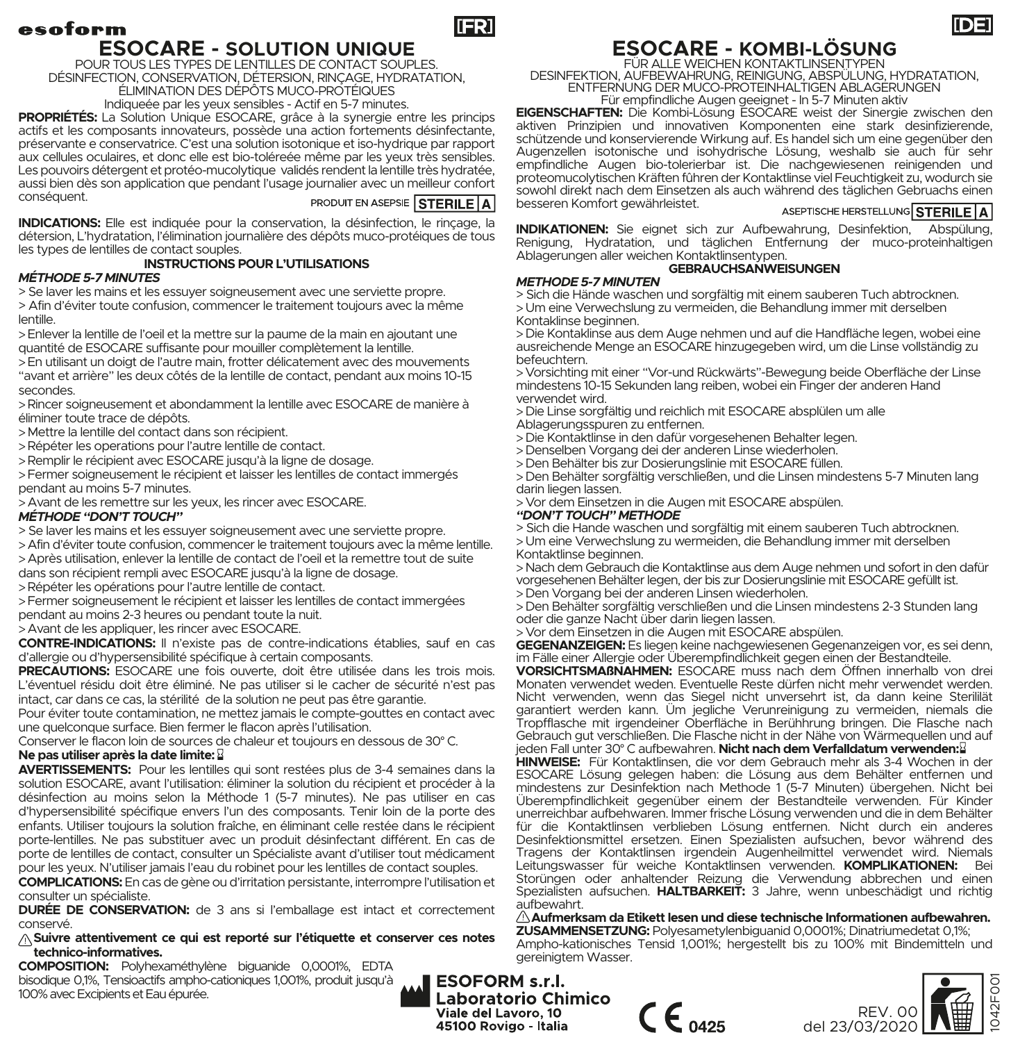esoform

[FR]

# ESOCARE - SOLUTION UNIQUE

POUR TOUS LES TYPES DE LENTILLES DE CONTACT SOUPLES.
DÉSINFECTION, CONSERVATION, DÉTERSION, RINÇAGE, HYDRATATION,
ÉLIMINATION DES DÉPÔTS MUCO-PROTÉIQUES
Indiqueée par les yeux sensibles - Actif en 5-7 minutes.

**PROPRIÉTÉS:** La Solution Unique ESOCARE, grâce à la synergie entre les princips actifs et les composants innovateurs, possède una action fortements désinfectante, préservante e conservatrice. C'est una solution isotonique et iso-hydrique par rapport aux cellules oculaires, et donc elle est bio-toléreée même par les yeux très sensibles. Les pouvoirs détergent et protéo-mucolytique validés rendent la lentille très hydratée, aussi bien dès son application que pendant l'usage journalier avec un meilleur confort conséquent.

PRODUIT EN ASEPSIE **STERILE A**

**INDICATIONS:** Elle est indiquée pour la conservation, la désinfection, le rinçage, la détersion, L'hydratation, l'élimination journalière des dépôts muco-protéiques de tous les types de lentilles de contact souples.

## INSTRUCTIONS POUR L'UTILISATIONS

***MÉTHODE 5-7 MINUTES***

> Se laver les mains et les essuyer soigneusement avec une serviette propre.
> Afin d'éviter toute confusion, commencer le traitement toujours avec la même lentille.
> Enlever la lentille de l'oeil et la mettre sur la paume de la main en ajoutant une quantité de ESOCARE suffisante pour mouiller complètement la lentille.
> En utilisant un doigt de l'autre main, frotter délicatement avec des mouvements "avant et arrière" les deux côtés de la lentille de contact, pendant aux moins 10-15 secondes.
> Rincer soigneusement et abondamment la lentille avec ESOCARE de manière à éliminer toute trace de dépôts.
> Mettre la lentille del contact dans son récipient.
> Répéter les operations pour l'autre lentille de contact.
> Remplir le récipient avec ESOCARE jusqu'à la ligne de dosage.
> Fermer soigneusement le récipient et laisser les lentilles de contact immergés pendant au moins 5-7 minutes.
> Avant de les remettre sur les yeux, les rincer avec ESOCARE.

***MÉTHODE "DON'T TOUCH"***

> Se laver les mains et les essuyer soigneusement avec une serviette propre.
> Afin d'éviter toute confusion, commencer le traitement toujours avec la même lentille.
> Après utilisation, enlever la lentille de contact de l'oeil et la remettre tout de suite dans son récipient rempli avec ESOCARE jusqu'à la ligne de dosage.
> Répéter les opérations pour l'autre lentille de contact.
> Fermer soigneusement le récipient et laisser les lentilles de contact immergées pendant au moins 2-3 heures ou pendant toute la nuit.
> Avant de les appliquer, les rincer avec ESOCARE.

**CONTRE-INDICATIONS:** Il n'existe pas de contre-indications établies, sauf en cas d'allergie ou d'hypersensibilité spécifique à certain composants.

**PRECAUTIONS:** ESOCARE une fois ouverte, doit être utilisée dans les trois mois. L'éventuel résidu doit être éliminé. Ne pas utiliser si le cacher de sécurité n'est pas intact, car dans ce cas, la stérilité de la solution ne peut pas être garantie.
Pour éviter toute contamination, ne mettez jamais le compte-gouttes en contact avec une quelconque surface. Bien fermer le flacon après l'utilisation.
Conserver le flacon loin de sources de chaleur et toujours en dessous de 30° C.
**Ne pas utiliser après la date limite:**

**AVERTISSEMENTS:** Pour les lentilles qui sont restées plus de 3-4 semaines dans la solution ESOCARE, avant l'utilisation: éliminer la solution du récipient et procéder à la désinfection au moins selon la Méthode 1 (5-7 minutes). Ne pas utiliser en cas d'hypersensibilité spécifique envers l'un des composants. Tenir loin de la porte des enfants. Utiliser toujours la solution fraîche, en éliminant celle restée dans le récipient porte-lentilles. Ne pas substituer avec un produit désinfectant différent. En cas de porte de lentilles de contact, consulter un Spécialiste avant d'utiliser tout médicament pour les yeux. N'utiliser jamais l'eau du robinet pour les lentilles de contact souples.

**COMPLICATIONS:** En cas de gène ou d'irritation persistante, interrompre l'utilisation et consulter un spécialiste.

**DURÉE DE CONSERVATION:** de 3 ans si l'emballage est intact et correctement conservé.

⚠ **Suivre attentivement ce qui est reporté sur l'étiquette et conserver ces notes technico-informatives.**

**COMPOSITION:** Polyhexaméthylène biguanide 0,0001%, EDTA bisodique 0,1%, Tensioactifs ampho-cationiques 1,001%, produit jusqu'à 100% avec Excipients et Eau épurée.

[DE]

# ESOCARE - KOMBI-LÖSUNG

FÜR ALLE WEICHEN KONTAKTLINSENTYPEN
DESINFEKTION, AUFBEWAHRUNG, REINIGUNG, ABSPÜLUNG, HYDRATATION,
ENTFERNUNG DER MUCO-PROTEINHALTIGEN ABLAGERUNGEN
Für empfindliche Augen geeignet - In 5-7 Minuten aktiv

**EIGENSCHAFTEN:** Die Kombi-Lösung ESOCARE weist der Sinergie zwischen den aktiven Prinzipien und innovativen Komponenten eine stark desinfizierende, schützende und konservierende Wirkung auf. Es handel sich um eine gegenüber den Augenzellen isotonische und isohydrische Lösung, weshalb sie auch für sehr empfindliche Augen bio-tolerierbar ist. Die nachgewiesenen reinigenden und proteomucolytischen Kräften führen der Kontaktlinse viel Feuchtigkeit zu, wodurch sie sowohl direkt nach dem Einsetzen als auch während des täglichen Gebrauchs einen besseren Komfort gewährleistet.

ASEPTISCHE HERSTELLUNG **STERILE A**

**INDIKATIONEN:** Sie eignet sich zur Aufbewahrung, Desinfektion, Abspülung, Renigung, Hydratation, und täglichen Entfernung der muco-proteinhaltigen Ablagerungen aller weichen Kontaktlinsentypen.

## GEBRAUCHSANWEISUNGEN

***METHODE 5-7 MINUTEN***

> Sich die Hände waschen und sorgfältig mit einem sauberen Tuch abtrocknen.
> Um eine Verwechslung zu vermeiden, die Behandlung immer mit derselben Kontaklinse beginnen.
> Die Kontaklinse aus dem Auge nehmen und auf die Handfläche legen, wobei eine ausreichende Menge an ESOCARE hinzugegeben wird, um die Linse vollständig zu befeuchtern.
> Vorsichting mit einer "Vor-und Rückwärts"-Bewegung beide Oberfläche der Linse mindestens 10-15 Sekunden lang reiben, wobei ein Finger der anderen Hand verwendet wird.
> Die Linse sorgfältig und reichlich mit ESOCARE abspülen um alle Ablagerungsspuren zu entfernen.
> Die Kontaktlinse in den dafür vorgesehenen Behalter legen.
> Denselben Vorgang dei der anderen Linse wiederholen.
> Den Behälter bis zur Dosierungslinie mit ESOCARE füllen.
> Den Behälter sorgfältig verschließen, und die Linsen mindestens 5-7 Minuten lang darin liegen lassen.
> Vor dem Einsetzen in die Augen mit ESOCARE abspülen.

***"DON'T TOUCH" METHODE***

> Sich die Hande waschen und sorgfältig mit einem sauberen Tuch abtrocknen.
> Um eine Verwechslung zu vermeiden, die Behandlung immer mit derselben Kontaklinse beginnen.
> Nach dem Gebrauch die Kontaktlinse aus dem Auge nehmen und sofort in den dafür vorgesehenen Behälter legen, der bis zur Dosierungslinie mit ESOCARE gefüllt ist.
> Den Vorgang bei der anderen Linsen wiederholen.
> Den Behälter sorgfältig verschließen und die Linsen mindestens 2-3 Stunden lang oder die ganze Nacht über darin liegen lassen.
> Vor dem Einsetzen in die Augen mit ESOCARE abspülen.

**GEGENANZEIGEN:** Es liegen keine nachgewiesenen Gegenanzeigen vor, es sei denn, im Fälle einer Allergie oder Überempfindlichkeit gegen einen der Bestandteile.

**VORSICHTSMAẞNAHMEN:** ESOCARE muss nach dem Öffnen innerhalb von drei Monaten verwendet weden. Eventuelle Reste dürfen nicht mehr verwendet werden. Nicht verwenden, wenn das Siegel nicht unversehrt ist, da dann keine Sterililät garantiert werden kann. Üm jegliche Verunreinigung zu vermeiden, niemals die Tropfflasche mit irgendeiner Oberfläche in Berührhung bringen. Die Flasche nach Gebrauch gut verschließen. Die Flasche nicht in der Nähe von Wärmequellen und auf jeden Fall unter 30° C aufbewahren. **Nicht nach dem Verfalldatum verwenden:**

**HINWEISE:** Für Kontaktlinsen, die vor dem Gebrauch mehr als 3-4 Wochen in der ESOCARE Lösung gelegen haben: die Lösung aus dem Behälter entfernen und mindestens zur Desinfektion nach Methode 1 (5-7 Minuten) übergehen. Nicht bei Überempfindlichkeit gegenüber einem der Bestandteile verwenden. Für Kinder unerreichbar aufbewahren. Immer frische Lösung verwenden und die in dem Behälter für die Kontaktlinsen verblieben Lösung entfernen. Nicht durch ein anderes Desinfektionsmittel ersetzen. Einen Spezialisten aufsuchen, bevor während des Tragens der Kontaktlinsen irgendein Augenheilmittel verwendet wird. Niemals Leitungswasser für weiche Kontaktlinsen verwenden. **KOMPLIKATIONEN:** Bei Störungen oder anhaltender Reizung die Verwendung abbrechen und einen Spezialisten aufsuchen. **HALTBARKEIT:** 3 Jahre, wenn unbeschädigt und richtig aufbewahrt.

⚠ **Aufmerksam da Etikett lesen und diese technische Informationen aufbewahren.**

**ZUSAMMENSETZUNG:** Polyesametylenbiguanid 0,0001%; Dinatriumedetat 0,1%; Ampho-kationisches Tensid 1,001%; hergestellt bis zu 100% mit Bindemitteln und gereinigtem Wasser.

**ESOFORM s.r.l.**
**Laboratorio Chimico**
**Viale del Lavoro, 10**
**45100 Rovigo - Italia**

CE 0425

REV. 00
del 23/03/2020

1042F001